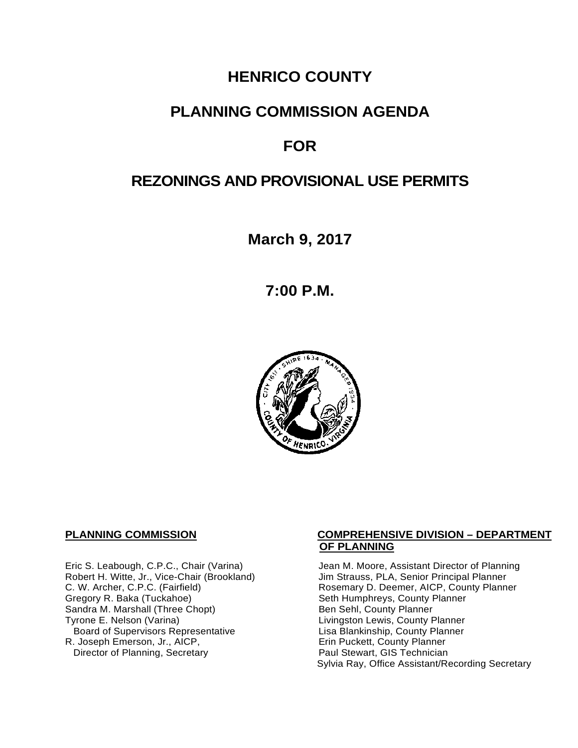# HENRICO COUNTY

# PLANNING COMMISSION AGENDA

# FOR

# REZONINGS AND PROVISIONAL USE PERMITS

**March 9, 2017**

**7:00 P.M.**

**PLANNING COMMISSION**

Eric S. Leabough, C.P.C., Chair (Varina)
Robert H. Witte, Jr., Vice-Chair (Brookland)
C. W. Archer, C.P.C. (Fairfield)
Gregory R. Baka (Tuckahoe)
Sandra M. Marshall (Three Chopt)
Tyrone E. Nelson (Varina)
Board of Supervisors Representative
R. Joseph Emerson, Jr., AICP,
Director of Planning, Secretary

**COMPREHENSIVE DIVISION – DEPARTMENT OF PLANNING**

Jean M. Moore, Assistant Director of Planning
Jim Strauss, PLA, Senior Principal Planner
Rosemary D. Deemer, AICP, County Planner
Seth Humphreys, County Planner
Ben Sehl, County Planner
Livingston Lewis, County Planner
Lisa Blankinship, County Planner
Erin Puckett, County Planner
Paul Stewart, GIS Technician
Sylvia Ray, Office Assistant/Recording Secretary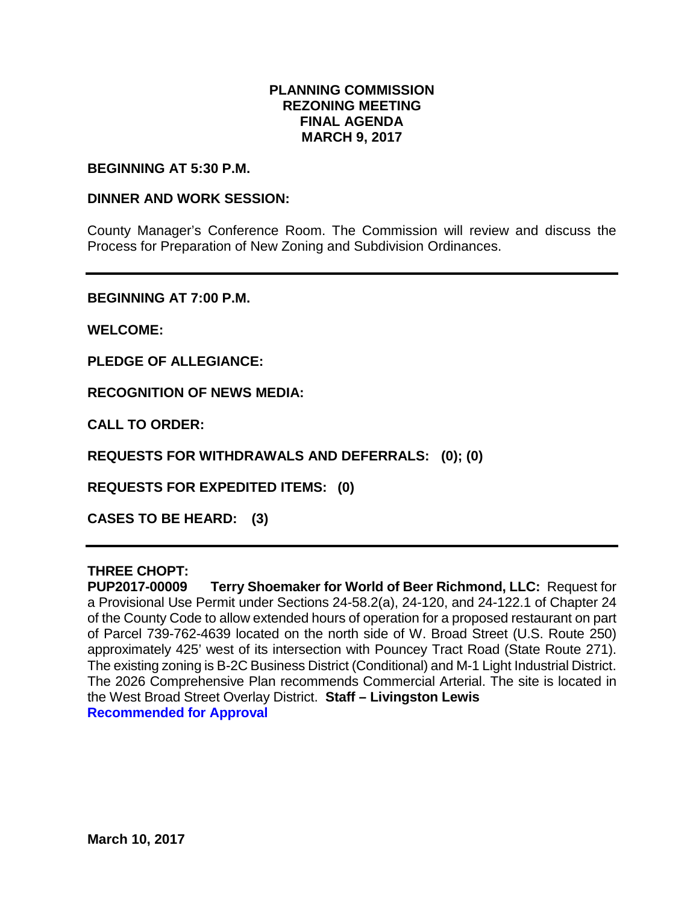# PLANNING COMMISSION
# REZONING MEETING
# FINAL AGENDA
# MARCH 9, 2017

**BEGINNING AT 5:30 P.M.**

**DINNER AND WORK SESSION:**

County Manager's Conference Room. The Commission will review and discuss the Process for Preparation of New Zoning and Subdivision Ordinances.

---

**BEGINNING AT 7:00 P.M.**

**WELCOME:**

**PLEDGE OF ALLEGIANCE:**

**RECOGNITION OF NEWS MEDIA:**

**CALL TO ORDER:**

**REQUESTS FOR WITHDRAWALS AND DEFERRALS: (0); (0)**

**REQUESTS FOR EXPEDITED ITEMS: (0)**

**CASES TO BE HEARD: (3)**

---

**THREE CHOPT:**

**PUP2017-00009 Terry Shoemaker for World of Beer Richmond, LLC:** Request for a Provisional Use Permit under Sections 24-58.2(a), 24-120, and 24-122.1 of Chapter 24 of the County Code to allow extended hours of operation for a proposed restaurant on part of Parcel 739-762-4639 located on the north side of W. Broad Street (U.S. Route 250) approximately 425' west of its intersection with Pouncey Tract Road (State Route 271). The existing zoning is B-2C Business District (Conditional) and M-1 Light Industrial District. The 2026 Comprehensive Plan recommends Commercial Arterial. The site is located in the West Broad Street Overlay District. **Staff – Livingston Lewis**
**Recommended for Approval**

**March 10, 2017**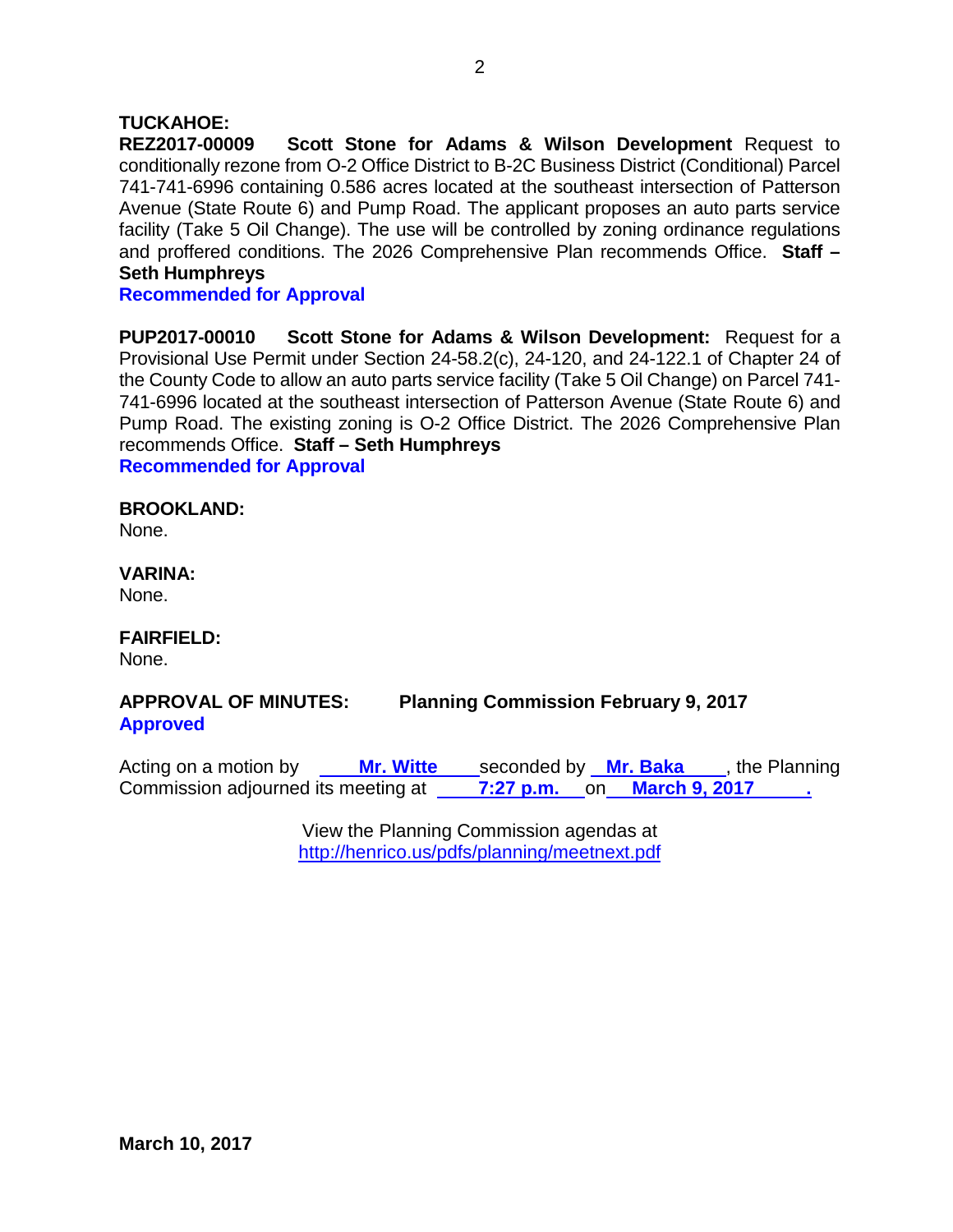**TUCKAHOE:**

**REZ2017-00009 Scott Stone for Adams & Wilson Development** Request to conditionally rezone from O-2 Office District to B-2C Business District (Conditional) Parcel 741-741-6996 containing 0.586 acres located at the southeast intersection of Patterson Avenue (State Route 6) and Pump Road. The applicant proposes an auto parts service facility (Take 5 Oil Change). The use will be controlled by zoning ordinance regulations and proffered conditions. The 2026 Comprehensive Plan recommends Office. **Staff – Seth Humphreys**

**Recommended for Approval**

**PUP2017-00010 Scott Stone for Adams & Wilson Development:** Request for a Provisional Use Permit under Section 24-58.2(c), 24-120, and 24-122.1 of Chapter 24 of the County Code to allow an auto parts service facility (Take 5 Oil Change) on Parcel 741-741-6996 located at the southeast intersection of Patterson Avenue (State Route 6) and Pump Road. The existing zoning is O-2 Office District. The 2026 Comprehensive Plan recommends Office. **Staff – Seth Humphreys**

**Recommended for Approval**

**BROOKLAND:**
None.

**VARINA:**
None.

**FAIRFIELD:**
None.

**APPROVAL OF MINUTES: Planning Commission February 9, 2017**
**Approved**

Acting on a motion by **Mr. Witte** seconded by **Mr. Baka**, the Planning Commission adjourned its meeting at **7:27 p.m.** on **March 9, 2017**.

View the Planning Commission agendas at
http://henrico.us/pdfs/planning/meetnext.pdf

**March 10, 2017**